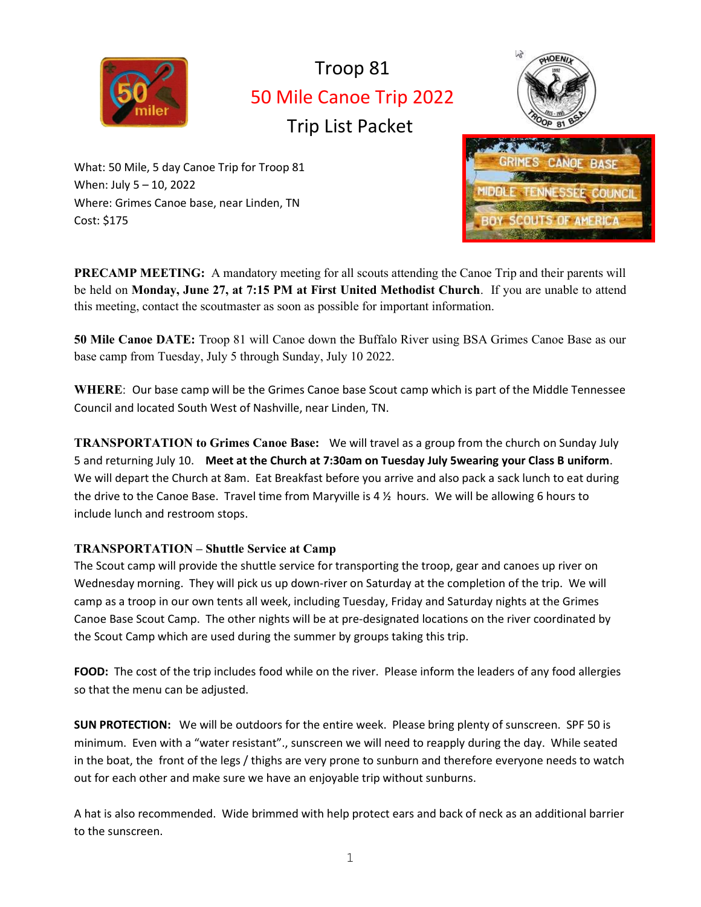# Troop 81

## 50 Mile Canoe Trip 2022

## Trip List Packet

What: 50 Mile, 5 day Canoe Trip for Troop 81
When: July 5 – 10, 2022
Where: Grimes Canoe base, near Linden, TN
Cost: $175

**PRECAMP MEETING:** A mandatory meeting for all scouts attending the Canoe Trip and their parents will be held on **Monday, June 27, at 7:15 PM at First United Methodist Church**. If you are unable to attend this meeting, contact the scoutmaster as soon as possible for important information.

**50 Mile Canoe DATE:** Troop 81 will Canoe down the Buffalo River using BSA Grimes Canoe Base as our base camp from Tuesday, July 5 through Sunday, July 10 2022.

**WHERE**: Our base camp will be the Grimes Canoe base Scout camp which is part of the Middle Tennessee Council and located South West of Nashville, near Linden, TN.

**TRANSPORTATION to Grimes Canoe Base:** We will travel as a group from the church on Sunday July 5 and returning July 10. **Meet at the Church at 7:30am on Tuesday July 5wearing your Class B uniform**. We will depart the Church at 8am. Eat Breakfast before you arrive and also pack a sack lunch to eat during the drive to the Canoe Base. Travel time from Maryville is 4 ½ hours. We will be allowing 6 hours to include lunch and restroom stops.

**TRANSPORTATION – Shuttle Service at Camp**

The Scout camp will provide the shuttle service for transporting the troop, gear and canoes up river on Wednesday morning. They will pick us up down-river on Saturday at the completion of the trip. We will camp as a troop in our own tents all week, including Tuesday, Friday and Saturday nights at the Grimes Canoe Base Scout Camp. The other nights will be at pre-designated locations on the river coordinated by the Scout Camp which are used during the summer by groups taking this trip.

**FOOD:** The cost of the trip includes food while on the river. Please inform the leaders of any food allergies so that the menu can be adjusted.

**SUN PROTECTION:** We will be outdoors for the entire week. Please bring plenty of sunscreen. SPF 50 is minimum. Even with a "water resistant"., sunscreen we will need to reapply during the day. While seated in the boat, the front of the legs / thighs are very prone to sunburn and therefore everyone needs to watch out for each other and make sure we have an enjoyable trip without sunburns.

A hat is also recommended. Wide brimmed with help protect ears and back of neck as an additional barrier to the sunscreen.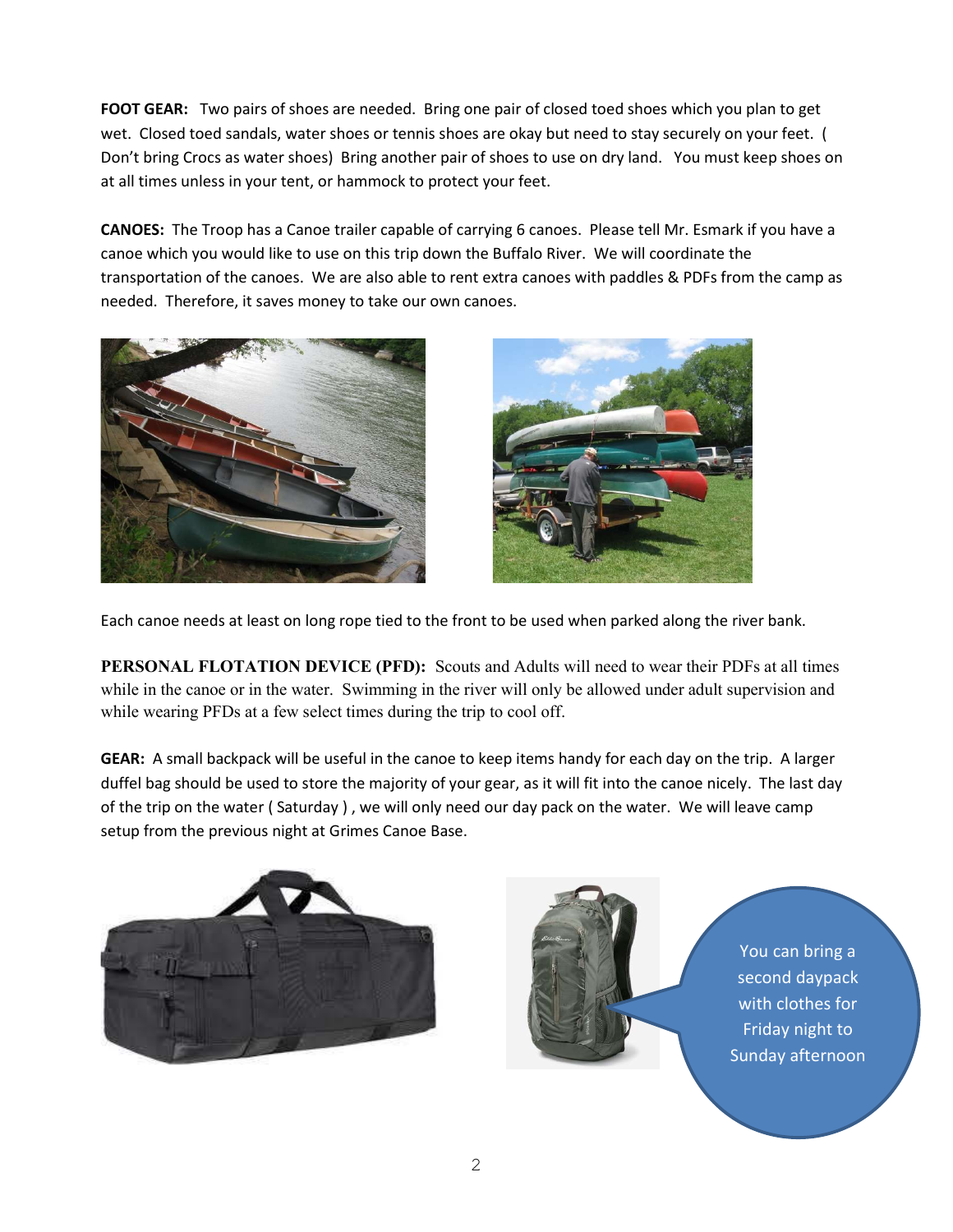**FOOT GEAR:** Two pairs of shoes are needed. Bring one pair of closed toed shoes which you plan to get wet. Closed toed sandals, water shoes or tennis shoes are okay but need to stay securely on your feet. ( Don't bring Crocs as water shoes) Bring another pair of shoes to use on dry land. You must keep shoes on at all times unless in your tent, or hammock to protect your feet.

**CANOES:** The Troop has a Canoe trailer capable of carrying 6 canoes. Please tell Mr. Esmark if you have a canoe which you would like to use on this trip down the Buffalo River. We will coordinate the transportation of the canoes. We are also able to rent extra canoes with paddles & PDFs from the camp as needed. Therefore, it saves money to take our own canoes.

Each canoe needs at least on long rope tied to the front to be used when parked along the river bank.

**PERSONAL FLOTATION DEVICE (PFD):** Scouts and Adults will need to wear their PDFs at all times while in the canoe or in the water. Swimming in the river will only be allowed under adult supervision and while wearing PFDs at a few select times during the trip to cool off.

**GEAR:** A small backpack will be useful in the canoe to keep items handy for each day on the trip. A larger duffel bag should be used to store the majority of your gear, as it will fit into the canoe nicely. The last day of the trip on the water ( Saturday ) , we will only need our day pack on the water. We will leave camp setup from the previous night at Grimes Canoe Base.

You can bring a second daypack with clothes for Friday night to Sunday afternoon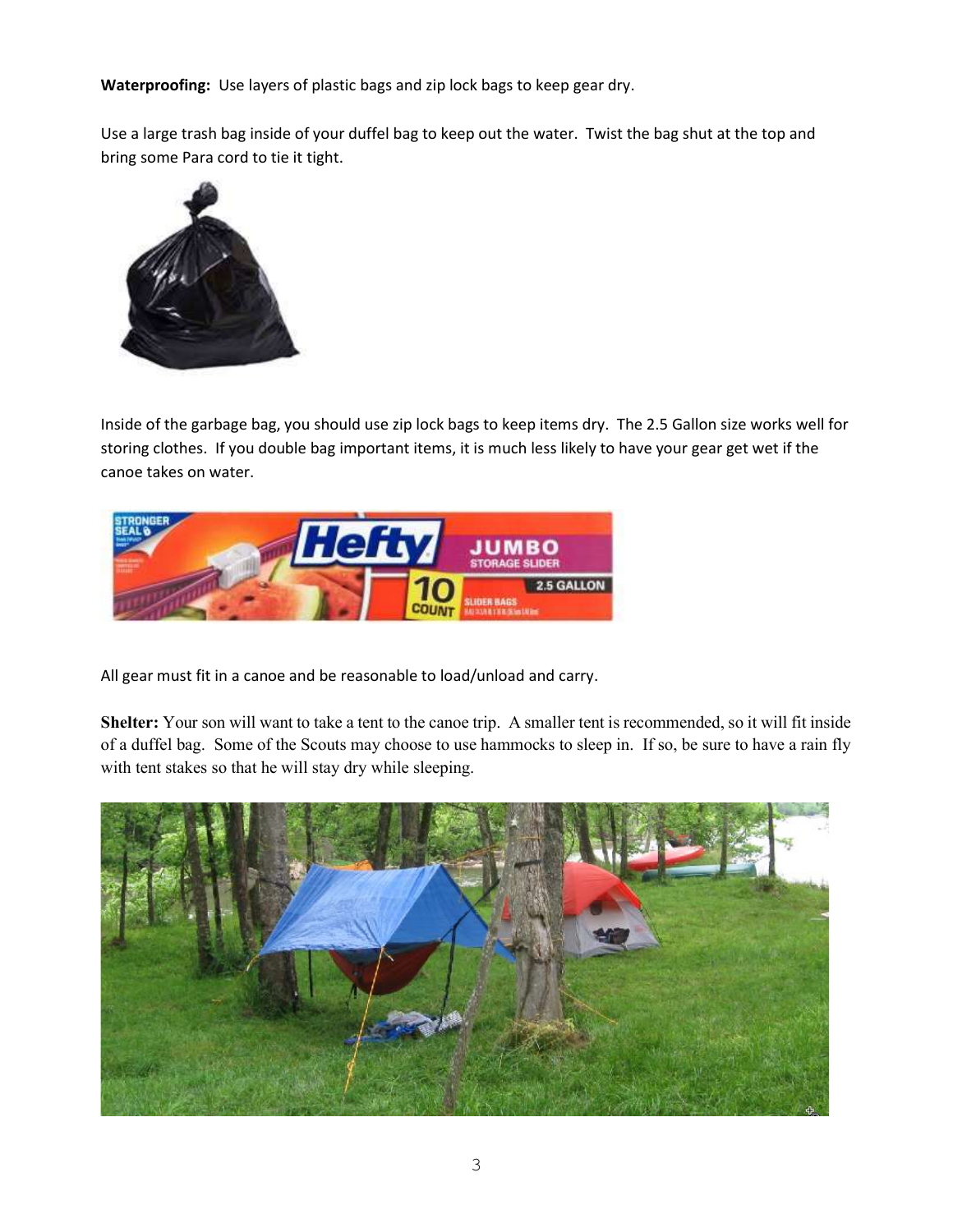**Waterproofing:** Use layers of plastic bags and zip lock bags to keep gear dry.

Use a large trash bag inside of your duffel bag to keep out the water. Twist the bag shut at the top and bring some Para cord to tie it tight.

Inside of the garbage bag, you should use zip lock bags to keep items dry. The 2.5 Gallon size works well for storing clothes. If you double bag important items, it is much less likely to have your gear get wet if the canoe takes on water.

All gear must fit in a canoe and be reasonable to load/unload and carry.

**Shelter:** Your son will want to take a tent to the canoe trip. A smaller tent is recommended, so it will fit inside of a duffel bag. Some of the Scouts may choose to use hammocks to sleep in. If so, be sure to have a rain fly with tent stakes so that he will stay dry while sleeping.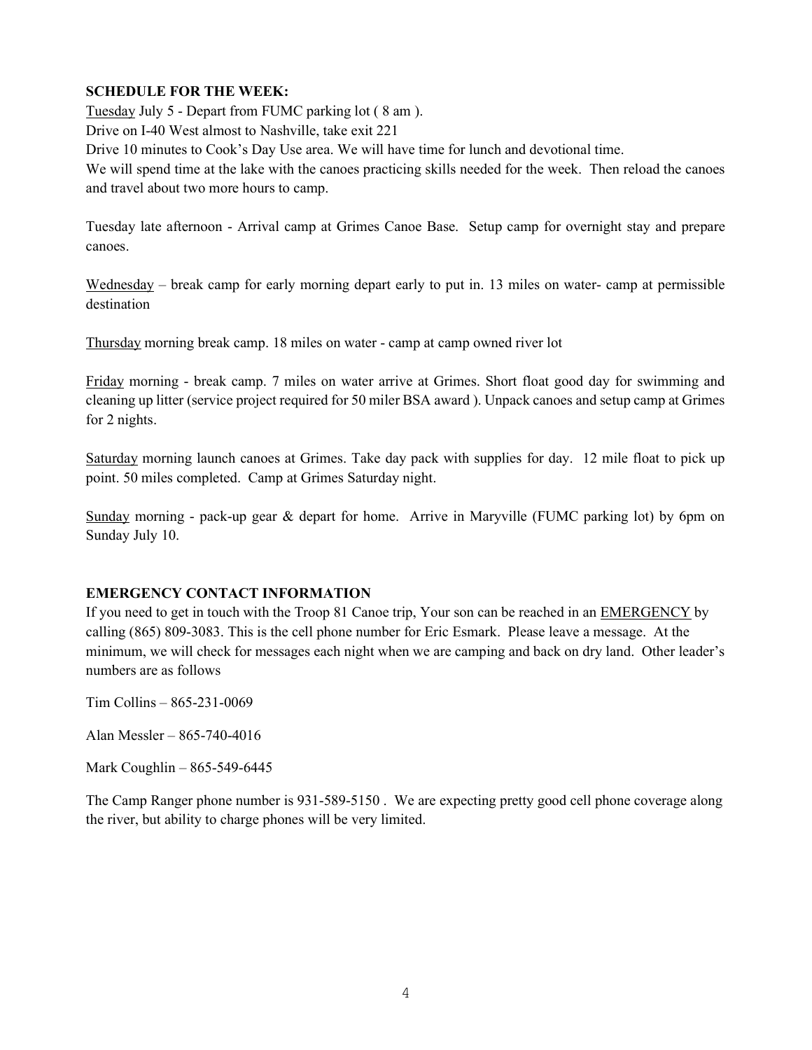**SCHEDULE FOR THE WEEK:**

Tuesday July 5 - Depart from FUMC parking lot ( 8 am ).

Drive on I-40 West almost to Nashville, take exit 221

Drive 10 minutes to Cook's Day Use area. We will have time for lunch and devotional time.

We will spend time at the lake with the canoes practicing skills needed for the week. Then reload the canoes and travel about two more hours to camp.

Tuesday late afternoon - Arrival camp at Grimes Canoe Base. Setup camp for overnight stay and prepare canoes.

Wednesday – break camp for early morning depart early to put in. 13 miles on water- camp at permissible destination

Thursday morning break camp. 18 miles on water - camp at camp owned river lot

Friday morning - break camp. 7 miles on water arrive at Grimes. Short float good day for swimming and cleaning up litter (service project required for 50 miler BSA award ). Unpack canoes and setup camp at Grimes for 2 nights.

Saturday morning launch canoes at Grimes. Take day pack with supplies for day. 12 mile float to pick up point. 50 miles completed. Camp at Grimes Saturday night.

Sunday morning - pack-up gear & depart for home. Arrive in Maryville (FUMC parking lot) by 6pm on Sunday July 10.

**EMERGENCY CONTACT INFORMATION**

If you need to get in touch with the Troop 81 Canoe trip, Your son can be reached in an EMERGENCY by calling (865) 809-3083. This is the cell phone number for Eric Esmark. Please leave a message. At the minimum, we will check for messages each night when we are camping and back on dry land. Other leader's numbers are as follows

Tim Collins – 865-231-0069

Alan Messler – 865-740-4016

Mark Coughlin – 865-549-6445

The Camp Ranger phone number is 931-589-5150 . We are expecting pretty good cell phone coverage along the river, but ability to charge phones will be very limited.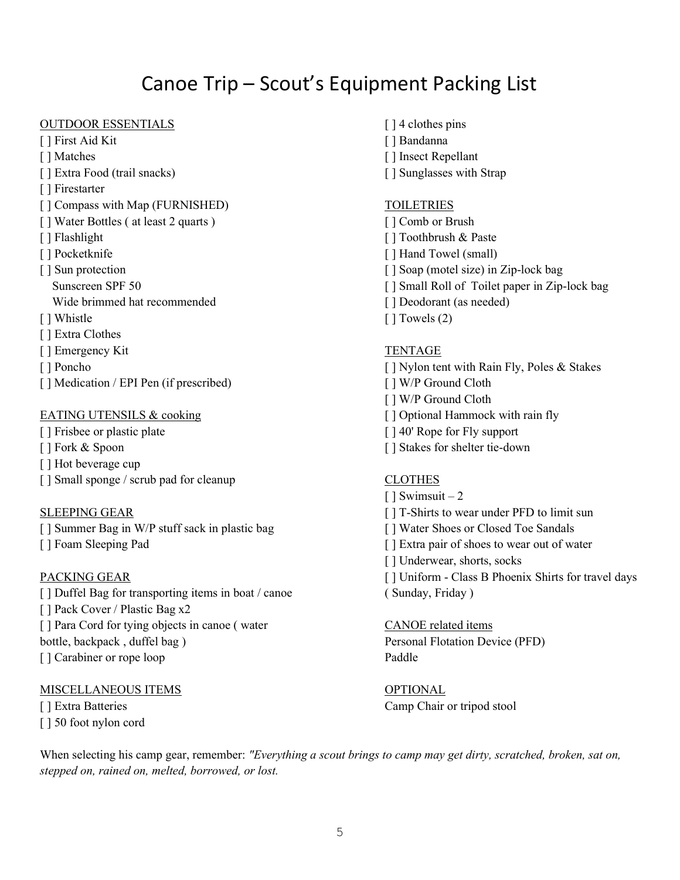# Canoe Trip – Scout's Equipment Packing List

OUTDOOR ESSENTIALS

[ ] First Aid Kit
[ ] Matches
[ ] Extra Food (trail snacks)
[ ] Firestarter
[ ] Compass with Map (FURNISHED)
[ ] Water Bottles ( at least 2 quarts )
[ ] Flashlight
[ ] Pocketknife
[ ] Sun protection
  Sunscreen SPF 50
  Wide brimmed hat recommended
[ ] Whistle
[ ] Extra Clothes
[ ] Emergency Kit
[ ] Poncho
[ ] Medication / EPI Pen (if prescribed)

EATING UTENSILS & cooking

[ ] Frisbee or plastic plate
[ ] Fork & Spoon
[ ] Hot beverage cup
[ ] Small sponge / scrub pad for cleanup

SLEEPING GEAR

[ ] Summer Bag in W/P stuff sack in plastic bag
[ ] Foam Sleeping Pad

PACKING GEAR

[ ] Duffel Bag for transporting items in boat / canoe
[ ] Pack Cover / Plastic Bag x2
[ ] Para Cord for tying objects in canoe ( water bottle, backpack , duffel bag )
[ ] Carabiner or rope loop

MISCELLANEOUS ITEMS

[ ] Extra Batteries
[ ] 50 foot nylon cord
[ ] 4 clothes pins
[ ] Bandanna
[ ] Insect Repellant
[ ] Sunglasses with Strap

TOILETRIES

[ ] Comb or Brush
[ ] Toothbrush & Paste
[ ] Hand Towel (small)
[ ] Soap (motel size) in Zip-lock bag
[ ] Small Roll of Toilet paper in Zip-lock bag
[ ] Deodorant (as needed)
[ ] Towels (2)

TENTAGE

[ ] Nylon tent with Rain Fly, Poles & Stakes
[ ] W/P Ground Cloth
[ ] W/P Ground Cloth
[ ] Optional Hammock with rain fly
[ ] 40' Rope for Fly support
[ ] Stakes for shelter tie-down

CLOTHES

[ ] Swimsuit – 2
[ ] T-Shirts to wear under PFD to limit sun
[ ] Water Shoes or Closed Toe Sandals
[ ] Extra pair of shoes to wear out of water
[ ] Underwear, shorts, socks
[ ] Uniform - Class B Phoenix Shirts for travel days ( Sunday, Friday )

CANOE related items

Personal Flotation Device (PFD)
Paddle

OPTIONAL

Camp Chair or tripod stool

When selecting his camp gear, remember: *"Everything a scout brings to camp may get dirty, scratched, broken, sat on, stepped on, rained on, melted, borrowed, or lost.*